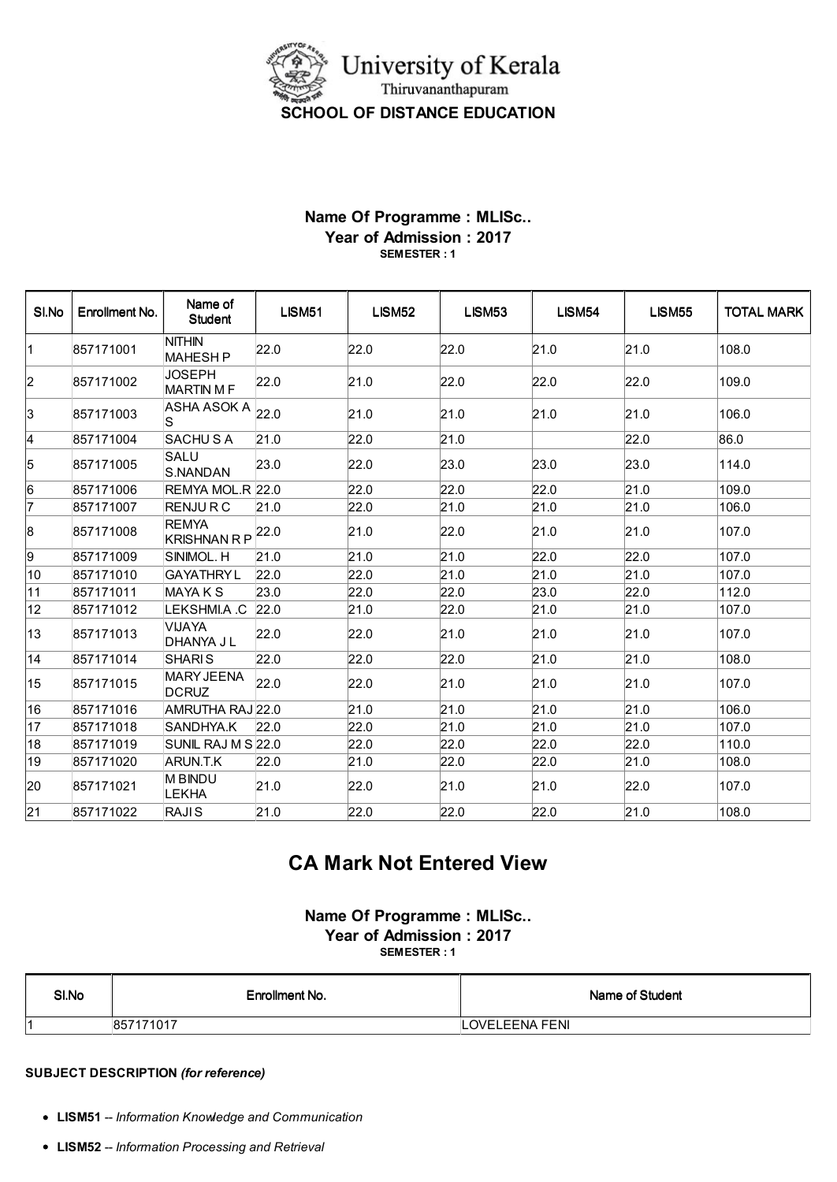# University of Kerala

Thiruvananthapuram

**SCHOOL OF DISTANCE EDUCATION**

### Name Of Programme : MLISc..
### Year of Admission : 2017
**SEMESTER : 1**

| Sl.No | Enrollment No. | Name of Student | LISM51 | LISM52 | LISM53 | LISM54 | LISM55 | TOTAL MARK |
|---|---|---|---|---|---|---|---|---|
| 1 | 857171001 | NITHIN MAHESH P | 22.0 | 22.0 | 22.0 | 21.0 | 21.0 | 108.0 |
| 2 | 857171002 | JOSEPH MARTIN M F | 22.0 | 21.0 | 22.0 | 22.0 | 22.0 | 109.0 |
| 3 | 857171003 | ASHA ASOK A S | 22.0 | 21.0 | 21.0 | 21.0 | 21.0 | 106.0 |
| 4 | 857171004 | SACHU S A | 21.0 | 22.0 | 21.0 | | 22.0 | 86.0 |
| 5 | 857171005 | SALU S.NANDAN | 23.0 | 22.0 | 23.0 | 23.0 | 23.0 | 114.0 |
| 6 | 857171006 | REMYA MOL.R | 22.0 | 22.0 | 22.0 | 22.0 | 21.0 | 109.0 |
| 7 | 857171007 | RENJU R C | 21.0 | 22.0 | 21.0 | 21.0 | 21.0 | 106.0 |
| 8 | 857171008 | REMYA KRISHNAN R P | 22.0 | 21.0 | 22.0 | 21.0 | 21.0 | 107.0 |
| 9 | 857171009 | SINIMOL. H | 21.0 | 21.0 | 21.0 | 22.0 | 22.0 | 107.0 |
| 10 | 857171010 | GAYATHRY L | 22.0 | 22.0 | 21.0 | 21.0 | 21.0 | 107.0 |
| 11 | 857171011 | MAYA K S | 23.0 | 22.0 | 22.0 | 23.0 | 22.0 | 112.0 |
| 12 | 857171012 | LEKSHMI.A .C | 22.0 | 21.0 | 22.0 | 21.0 | 21.0 | 107.0 |
| 13 | 857171013 | VIJAYA DHANYA J L | 22.0 | 22.0 | 21.0 | 21.0 | 21.0 | 107.0 |
| 14 | 857171014 | SHARI S | 22.0 | 22.0 | 22.0 | 21.0 | 21.0 | 108.0 |
| 15 | 857171015 | MARY JEENA DCRUZ | 22.0 | 22.0 | 21.0 | 21.0 | 21.0 | 107.0 |
| 16 | 857171016 | AMRUTHA RAJ | 22.0 | 21.0 | 21.0 | 21.0 | 21.0 | 106.0 |
| 17 | 857171018 | SANDHYA.K | 22.0 | 22.0 | 21.0 | 21.0 | 21.0 | 107.0 |
| 18 | 857171019 | SUNIL RAJ M S | 22.0 | 22.0 | 22.0 | 22.0 | 22.0 | 110.0 |
| 19 | 857171020 | ARUN.T.K | 22.0 | 21.0 | 22.0 | 22.0 | 21.0 | 108.0 |
| 20 | 857171021 | M BINDU LEKHA | 21.0 | 22.0 | 21.0 | 21.0 | 22.0 | 107.0 |
| 21 | 857171022 | RAJI S | 21.0 | 22.0 | 22.0 | 22.0 | 21.0 | 108.0 |

## CA Mark Not Entered View

### Name Of Programme : MLISc..
### Year of Admission : 2017
**SEMESTER : 1**

| Sl.No | Enrollment No. | Name of Student |
|---|---|---|
| 1 | 857171017 | LOVELEENA FENI |

**SUBJECT DESCRIPTION** ***(for reference)***

- **LISM51** -- *Information Knowledge and Communication*
- **LISM52** -- *Information Processing and Retrieval*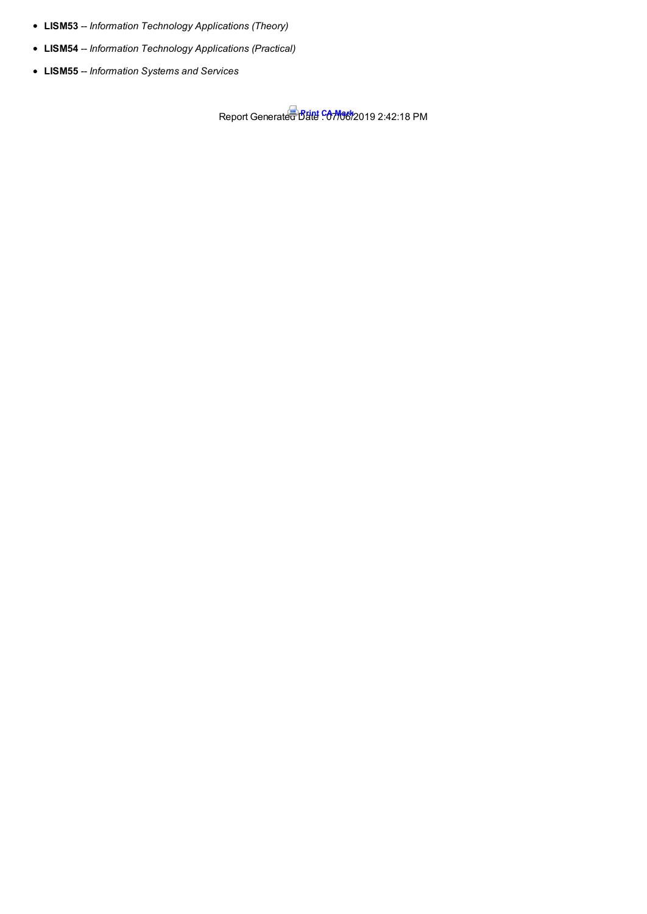- **LISM53** -- *Information Technology Applications (Theory)*
- **LISM54** -- *Information Technology Applications (Practical)*
- **LISM55** -- *Information Systems and Services*

Print CA Mark

Report Generated Date : 07/06/2019 2:42:18 PM